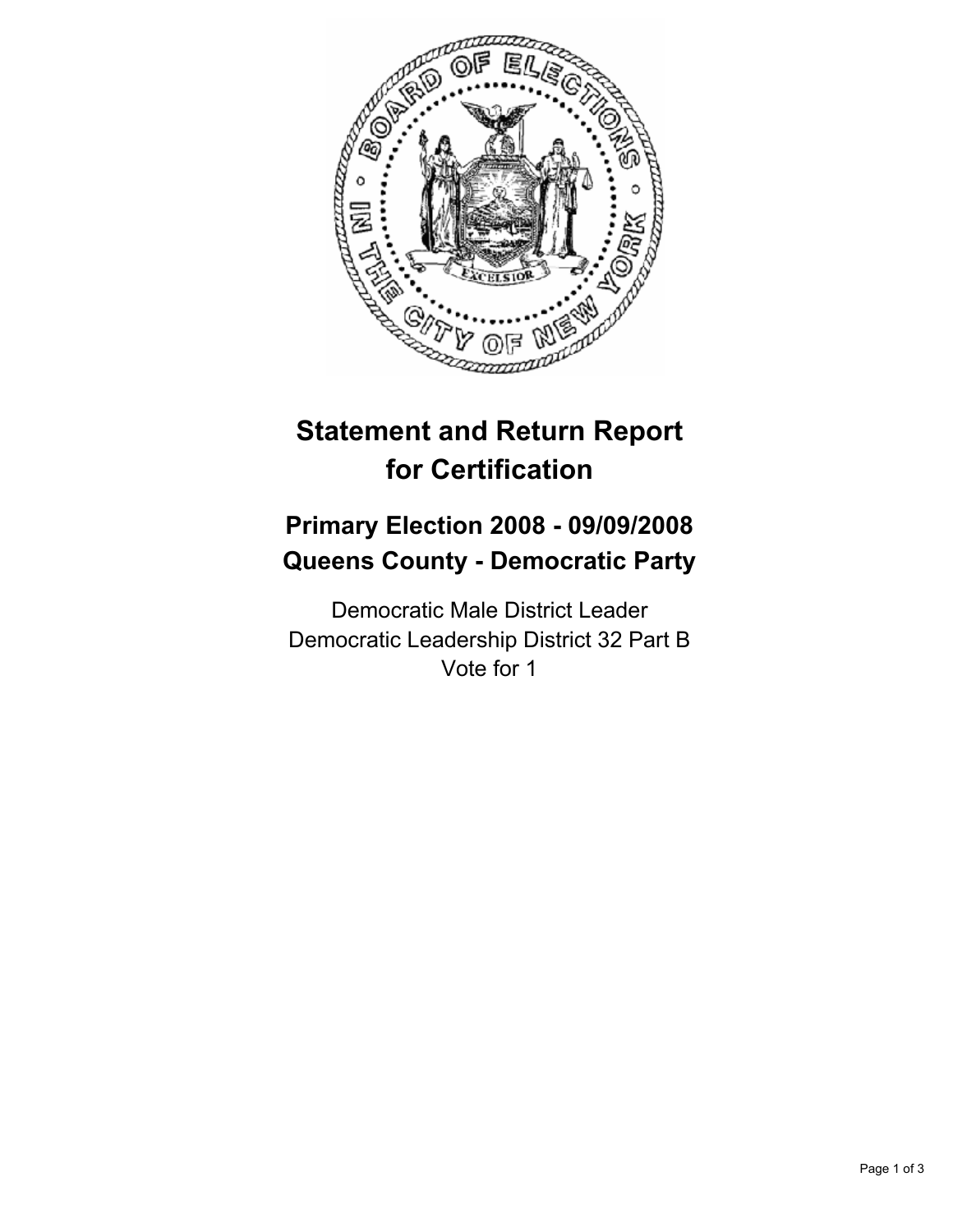# Statement and Return Report for Certification

## Primary Election 2008 - 09/09/2008
## Queens County - Democratic Party

Democratic Male District Leader
Democratic Leadership District 32 Part B
Vote for 1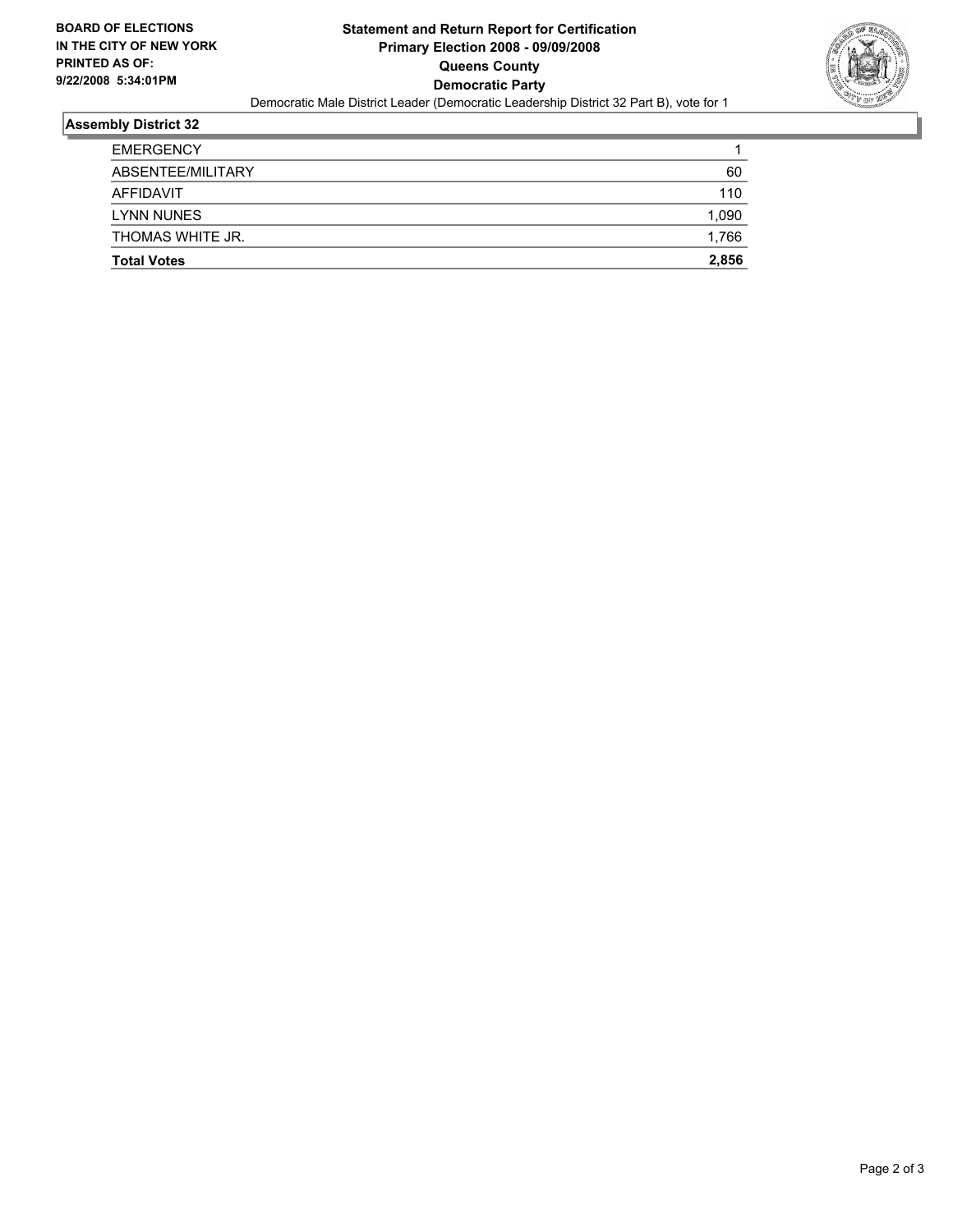**BOARD OF ELECTIONS IN THE CITY OF NEW YORK PRINTED AS OF: 9/22/2008 5:34:01PM**

# Statement and Return Report for Certification
## Primary Election 2008 - 09/09/2008
## Queens County
## Democratic Party

Democratic Male District Leader (Democratic Leadership District 32 Part B), vote for 1

### Assembly District 32

| | |
|---|---|
| EMERGENCY | 1 |
| ABSENTEE/MILITARY | 60 |
| AFFIDAVIT | 110 |
| LYNN NUNES | 1,090 |
| THOMAS WHITE JR. | 1,766 |
| **Total Votes** | **2,856** |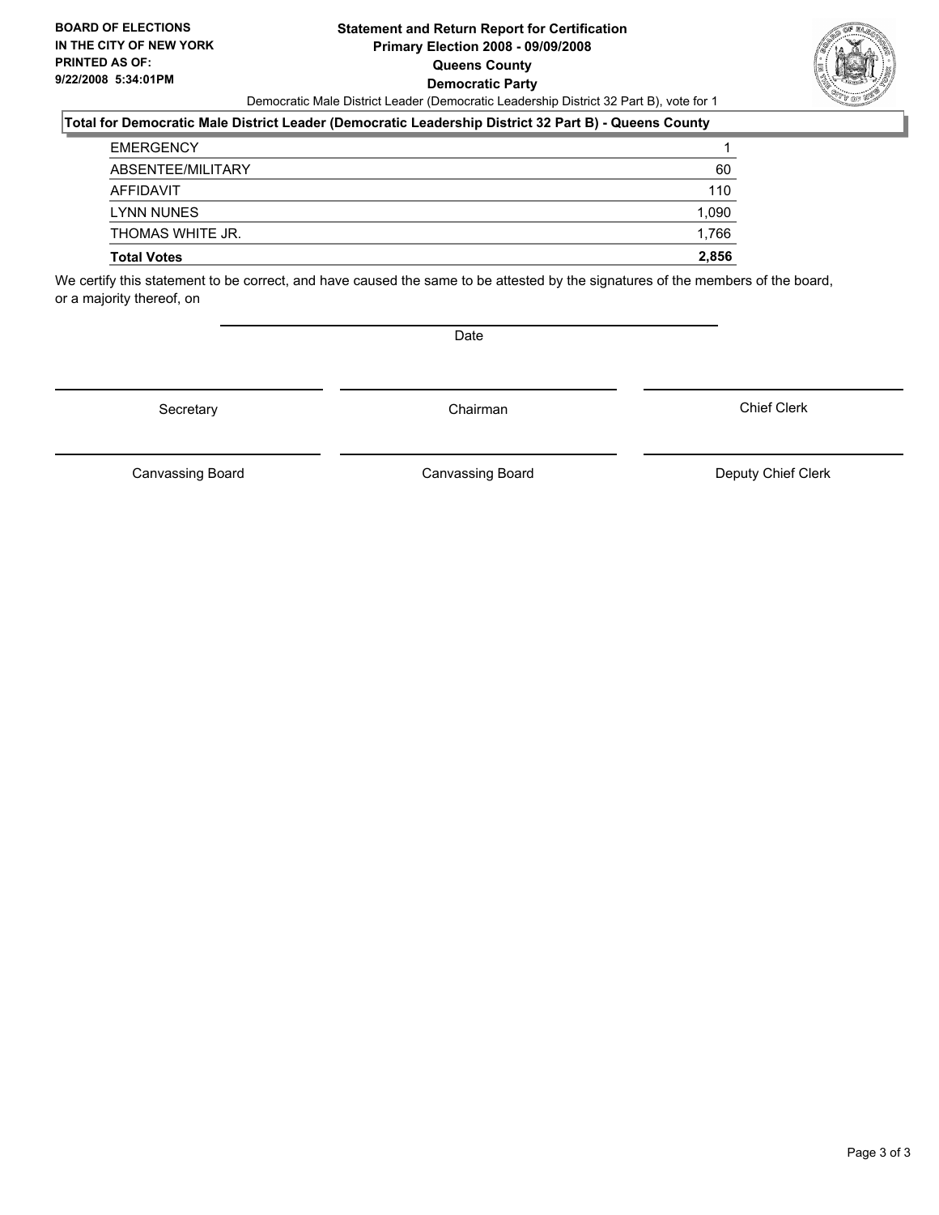**BOARD OF ELECTIONS IN THE CITY OF NEW YORK**
**PRINTED AS OF:**
**9/22/2008 5:34:01PM**

**Statement and Return Report for Certification**
**Primary Election 2008 - 09/09/2008**
**Queens County**
**Democratic Party**

Democratic Male District Leader (Democratic Leadership District 32 Part B), vote for 1

**Total for Democratic Male District Leader (Democratic Leadership District 32 Part B) - Queens County**

| | |
|---|---|
| EMERGENCY | 1 |
| ABSENTEE/MILITARY | 60 |
| AFFIDAVIT | 110 |
| LYNN NUNES | 1,090 |
| THOMAS WHITE JR. | 1,766 |
| **Total Votes** | **2,856** |

We certify this statement to be correct, and have caused the same to be attested by the signatures of the members of the board, or a majority thereof, on

Date

Secretary

Chairman

Chief Clerk

Canvassing Board

Canvassing Board

Deputy Chief Clerk